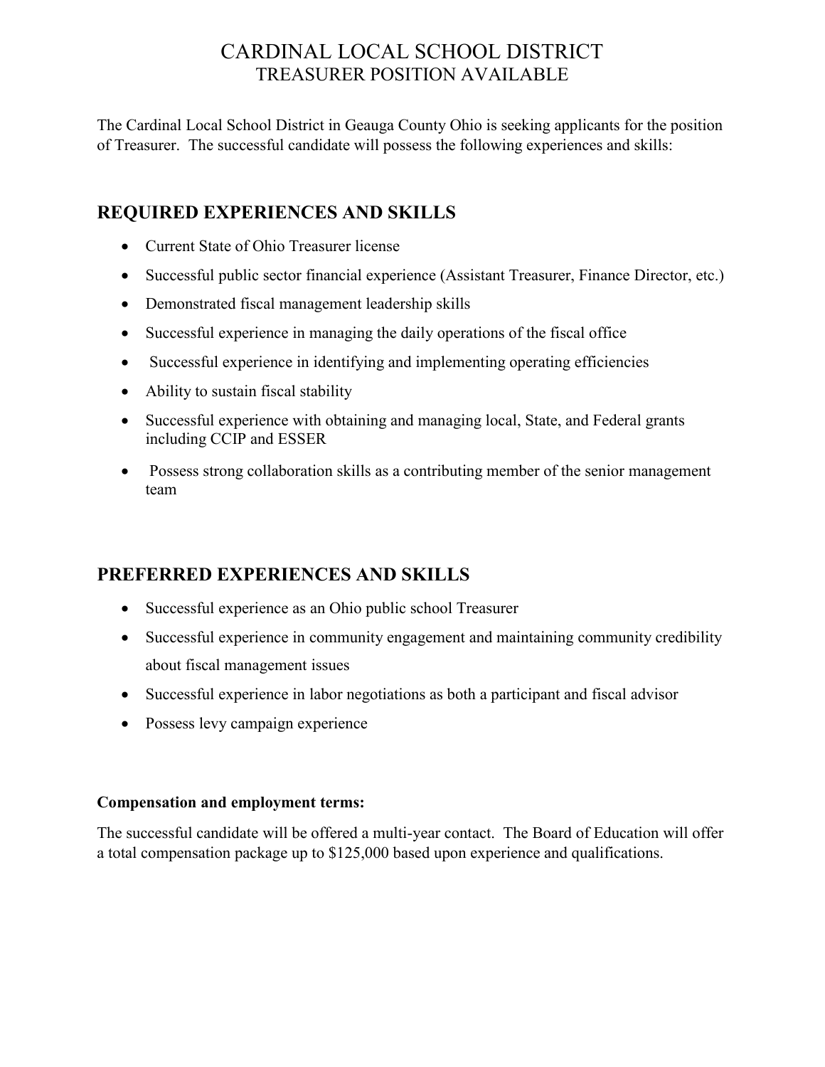# CARDINAL LOCAL SCHOOL DISTRICT
## TREASURER POSITION AVAILABLE

The Cardinal Local School District in Geauga County Ohio is seeking applicants for the position of Treasurer. The successful candidate will possess the following experiences and skills:

## REQUIRED EXPERIENCES AND SKILLS

- Current State of Ohio Treasurer license
- Successful public sector financial experience (Assistant Treasurer, Finance Director, etc.)
- Demonstrated fiscal management leadership skills
- Successful experience in managing the daily operations of the fiscal office
- Successful experience in identifying and implementing operating efficiencies
- Ability to sustain fiscal stability
- Successful experience with obtaining and managing local, State, and Federal grants including CCIP and ESSER
- Possess strong collaboration skills as a contributing member of the senior management team

## PREFERRED EXPERIENCES AND SKILLS

- Successful experience as an Ohio public school Treasurer
- Successful experience in community engagement and maintaining community credibility about fiscal management issues
- Successful experience in labor negotiations as both a participant and fiscal advisor
- Possess levy campaign experience

**Compensation and employment terms:**

The successful candidate will be offered a multi-year contact. The Board of Education will offer a total compensation package up to $125,000 based upon experience and qualifications.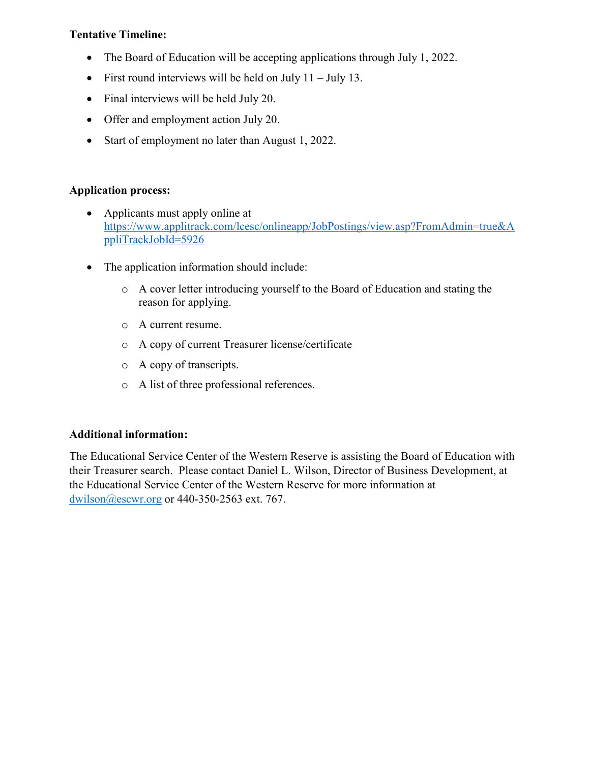**Tentative Timeline:**

- The Board of Education will be accepting applications through July 1, 2022.
- First round interviews will be held on July 11 – July 13.
- Final interviews will be held July 20.
- Offer and employment action July 20.
- Start of employment no later than August 1, 2022.

**Application process:**

- Applicants must apply online at https://www.applitrack.com/lcesc/onlineapp/JobPostings/view.asp?FromAdmin=true&AppliTrackJobId=5926
- The application information should include:
  - A cover letter introducing yourself to the Board of Education and stating the reason for applying.
  - A current resume.
  - A copy of current Treasurer license/certificate
  - A copy of transcripts.
  - A list of three professional references.

**Additional information:**

The Educational Service Center of the Western Reserve is assisting the Board of Education with their Treasurer search. Please contact Daniel L. Wilson, Director of Business Development, at the Educational Service Center of the Western Reserve for more information at dwilson@escwr.org or 440-350-2563 ext. 767.